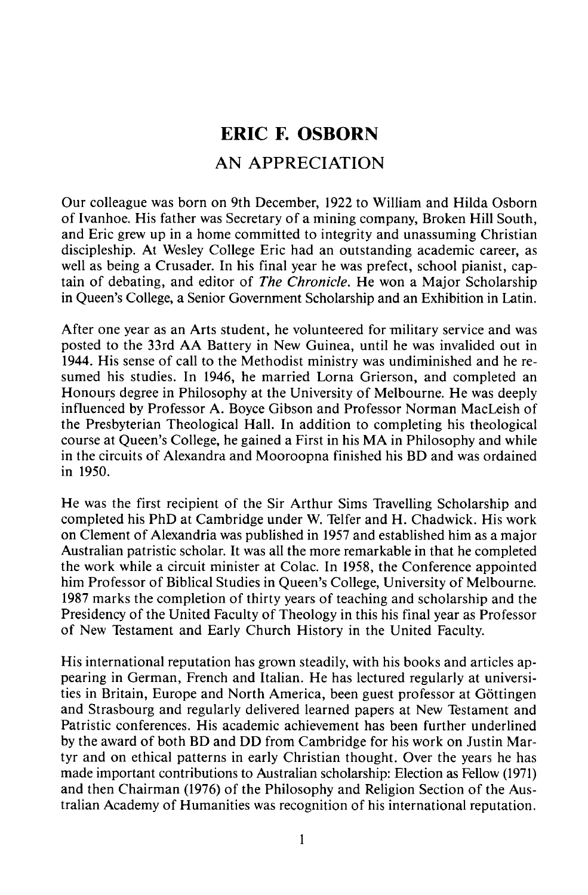# ERIC F. OSBORN

## AN APPRECIATION

Our colleague was born on 9th December, 1922 to William and Hilda Osborn of Ivanhoe. His father was Secretary of a mining company, Broken Hill South, and Eric grew up in a home committed to integrity and unassuming Christian discipleship. At Wesley College Eric had an outstanding academic career, as well as being a Crusader. In his final year he was prefect, school pianist, captain of debating, and editor of *The Chronicle*. He won a Major Scholarship in Queen's College, a Senior Government Scholarship and an Exhibition in Latin.

After one year as an Arts student, he volunteered for military service and was posted to the 33rd AA Battery in New Guinea, until he was invalided out in 1944. His sense of call to the Methodist ministry was undiminished and he resumed his studies. In 1946, he married Lorna Grierson, and completed an Honours degree in Philosophy at the University of Melbourne. He was deeply influenced by Professor A. Boyce Gibson and Professor Norman MacLeish of the Presbyterian Theological Hall. In addition to completing his theological course at Queen's College, he gained a First in his MA in Philosophy and while in the circuits of Alexandra and Mooroopna finished his BD and was ordained in 1950.

He was the first recipient of the Sir Arthur Sims Travelling Scholarship and completed his PhD at Cambridge under W. Telfer and H. Chadwick. His work on Clement of Alexandria was published in 1957 and established him as a major Australian patristic scholar. It was all the more remarkable in that he completed the work while a circuit minister at Colac. In 1958, the Conference appointed him Professor of Biblical Studies in Queen's College, University of Melbourne. 1987 marks the completion of thirty years of teaching and scholarship and the Presidency of the United Faculty of Theology in this his final year as Professor of New Testament and Early Church History in the United Faculty.

His international reputation has grown steadily, with his books and articles appearing in German, French and Italian. He has lectured regularly at universities in Britain, Europe and North America, been guest professor at Göttingen and Strasbourg and regularly delivered learned papers at New Testament and Patristic conferences. His academic achievement has been further underlined by the award of both BD and DD from Cambridge for his work on Justin Martyr and on ethical patterns in early Christian thought. Over the years he has made important contributions to Australian scholarship: Election as Fellow (1971) and then Chairman (1976) of the Philosophy and Religion Section of the Australian Academy of Humanities was recognition of his international reputation.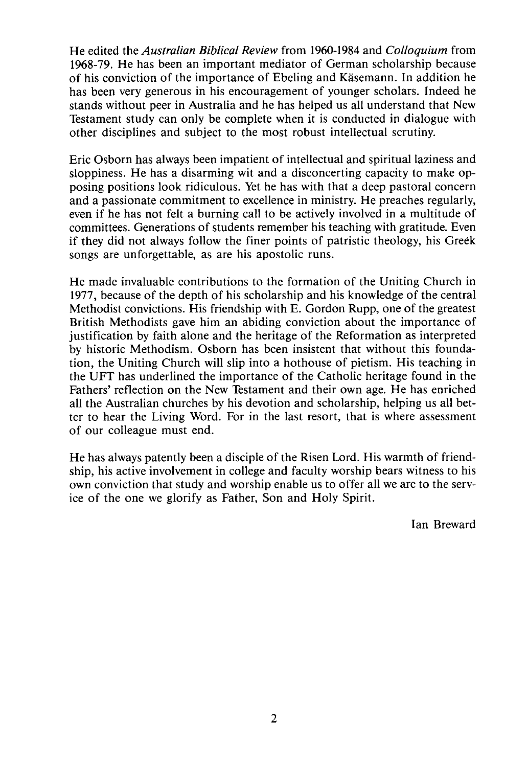He edited the *Australian Biblical Review* from 1960-1984 and *Colloquium* from 1968-79. He has been an important mediator of German scholarship because of his conviction of the importance of Ebeling and Käsemann. In addition he has been very generous in his encouragement of younger scholars. Indeed he stands without peer in Australia and he has helped us all understand that New Testament study can only be complete when it is conducted in dialogue with other disciplines and subject to the most robust intellectual scrutiny.

Eric Osborn has always been impatient of intellectual and spiritual laziness and sloppiness. He has a disarming wit and a disconcerting capacity to make opposing positions look ridiculous. Yet he has with that a deep pastoral concern and a passionate commitment to excellence in ministry. He preaches regularly, even if he has not felt a burning call to be actively involved in a multitude of committees. Generations of students remember his teaching with gratitude. Even if they did not always follow the finer points of patristic theology, his Greek songs are unforgettable, as are his apostolic runs.

He made invaluable contributions to the formation of the Uniting Church in 1977, because of the depth of his scholarship and his knowledge of the central Methodist convictions. His friendship with E. Gordon Rupp, one of the greatest British Methodists gave him an abiding conviction about the importance of justification by faith alone and the heritage of the Reformation as interpreted by historic Methodism. Osborn has been insistent that without this foundation, the Uniting Church will slip into a hothouse of pietism. His teaching in the UFT has underlined the importance of the Catholic heritage found in the Fathers' reflection on the New Testament and their own age. He has enriched all the Australian churches by his devotion and scholarship, helping us all better to hear the Living Word. For in the last resort, that is where assessment of our colleague must end.

He has always patently been a disciple of the Risen Lord. His warmth of friendship, his active involvement in college and faculty worship bears witness to his own conviction that study and worship enable us to offer all we are to the service of the one we glorify as Father, Son and Holy Spirit.

Ian Breward